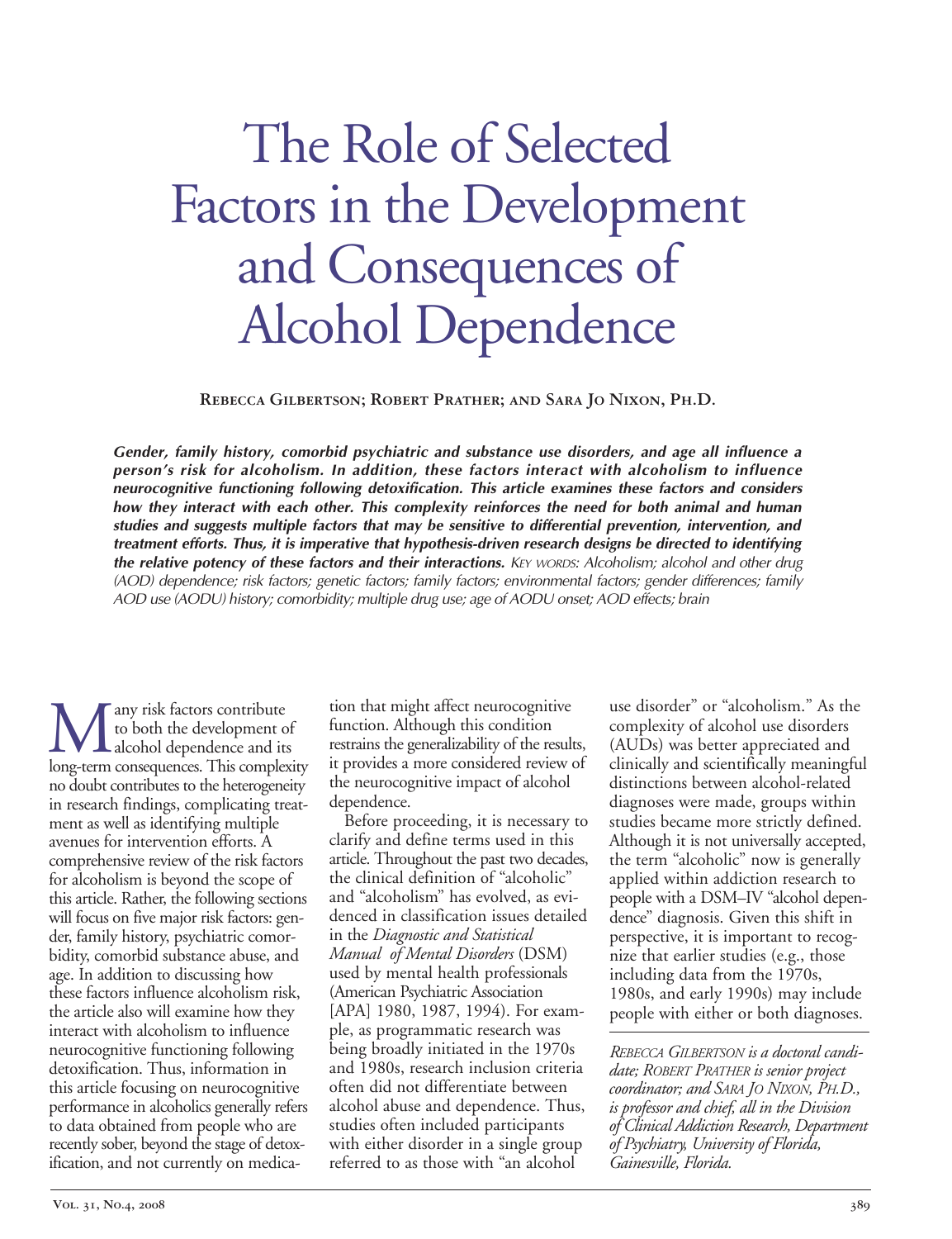# The Role of Selected Factors in the Development and Consequences of Alcohol Dependence

**Rebecca Gilbertson; Robert Prather; and Sara Jo Nixon, Ph.D.**

***Gender, family history, comorbid psychiatric and substance use disorders, and age all influence a person's risk for alcoholism. In addition, these factors interact with alcoholism to influence neurocognitive functioning following detoxification. This article examines these factors and considers how they interact with each other. This complexity reinforces the need for both animal and human studies and suggests multiple factors that may be sensitive to differential prevention, intervention, and treatment efforts. Thus, it is imperative that hypothesis-driven research designs be directed to identifying the relative potency of these factors and their interactions.*** *Key words: Alcoholism; alcohol and other drug (AOD) dependence; risk factors; genetic factors; family factors; environmental factors; gender differences; family AOD use (AODU) history; comorbidity; multiple drug use; age of AODU onset; AOD effects; brain*

Many risk factors contribute to both the development of alcohol dependence and its long-term consequences. This complexity no doubt contributes to the heterogeneity in research findings, complicating treatment as well as identifying multiple avenues for intervention efforts. A comprehensive review of the risk factors for alcoholism is beyond the scope of this article. Rather, the following sections will focus on five major risk factors: gender, family history, psychiatric comorbidity, comorbid substance abuse, and age. In addition to discussing how these factors influence alcoholism risk, the article also will examine how they interact with alcoholism to influence neurocognitive functioning following detoxification. Thus, information in this article focusing on neurocognitive performance in alcoholics generally refers to data obtained from people who are recently sober, beyond the stage of detoxification, and not currently on medication that might affect neurocognitive function. Although this condition restrains the generalizability of the results, it provides a more considered review of the neurocognitive impact of alcohol dependence.

Before proceeding, it is necessary to clarify and define terms used in this article. Throughout the past two decades, the clinical definition of "alcoholic" and "alcoholism" has evolved, as evidenced in classification issues detailed in the *Diagnostic and Statistical Manual of Mental Disorders* (DSM) used by mental health professionals (American Psychiatric Association [APA] 1980, 1987, 1994). For example, as programmatic research was being broadly initiated in the 1970s and 1980s, research inclusion criteria often did not differentiate between alcohol abuse and dependence. Thus, studies often included participants with either disorder in a single group referred to as those with "an alcohol use disorder" or "alcoholism." As the complexity of alcohol use disorders (AUDs) was better appreciated and clinically and scientifically meaningful distinctions between alcohol-related diagnoses were made, groups within studies became more strictly defined. Although it is not universally accepted, the term "alcoholic" now is generally applied within addiction research to people with a DSM–IV "alcohol dependence" diagnosis. Given this shift in perspective, it is important to recognize that earlier studies (e.g., those including data from the 1970s, 1980s, and early 1990s) may include people with either or both diagnoses.

---

*Rebecca Gilbertson is a doctoral candidate; Robert Prather is senior project coordinator; and Sara Jo Nixon, Ph.D., is professor and chief, all in the Division of Clinical Addiction Research, Department of Psychiatry, University of Florida, Gainesville, Florida.*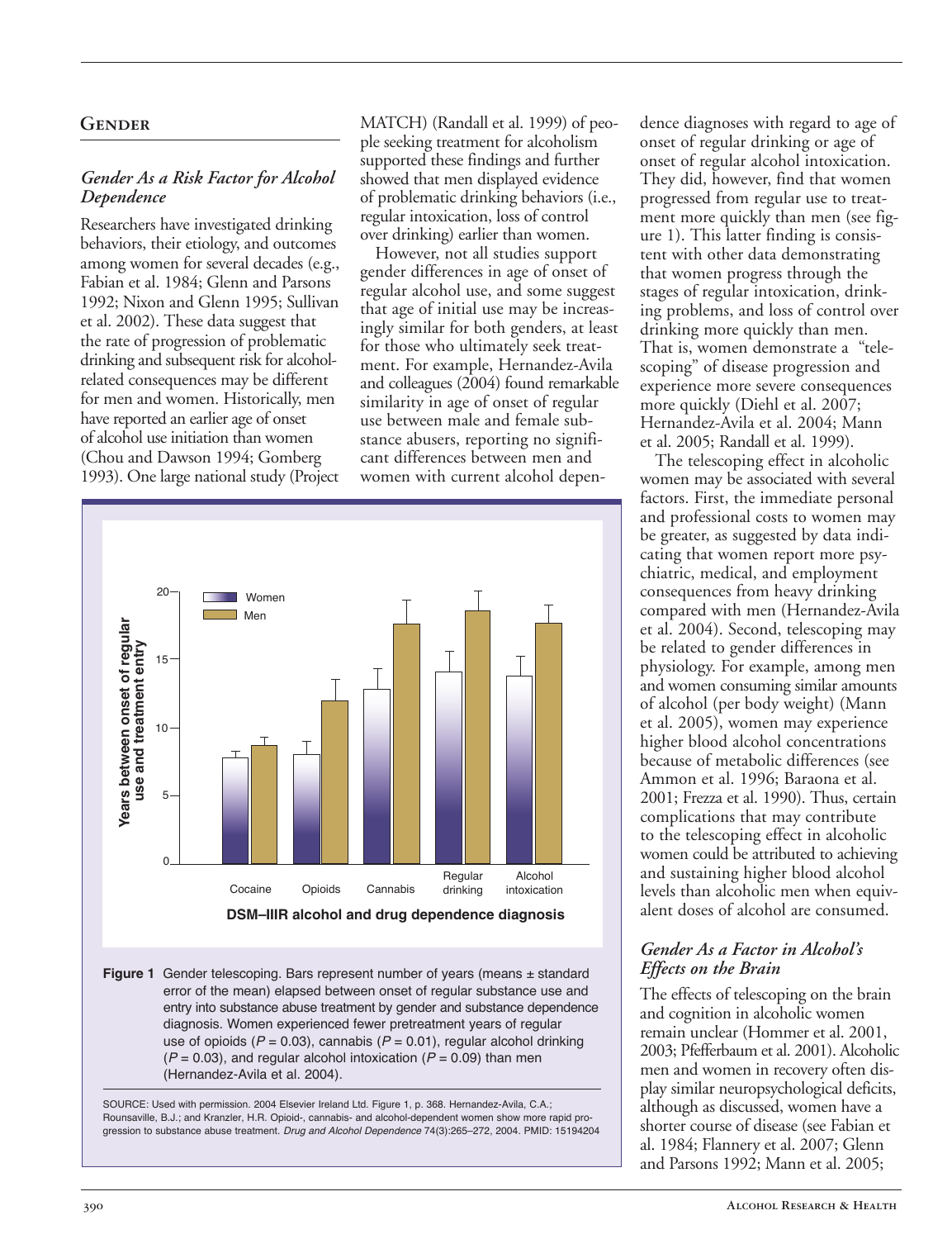## Gender

### *Gender As a Risk Factor for Alcohol Dependence*

Researchers have investigated drinking behaviors, their etiology, and outcomes among women for several decades (e.g., Fabian et al. 1984; Glenn and Parsons 1992; Nixon and Glenn 1995; Sullivan et al. 2002). These data suggest that the rate of progression of problematic drinking and subsequent risk for alcohol-related consequences may be different for men and women. Historically, men have reported an earlier age of onset of alcohol use initiation than women (Chou and Dawson 1994; Gomberg 1993). One large national study (Project MATCH) (Randall et al. 1999) of people seeking treatment for alcoholism supported these findings and further showed that men displayed evidence of problematic drinking behaviors (i.e., regular intoxication, loss of control over drinking) earlier than women.

However, not all studies support gender differences in age of onset of regular alcohol use, and some suggest that age of initial use may be increasingly similar for both genders, at least for those who ultimately seek treatment. For example, Hernandez-Avila and colleagues (2004) found remarkable similarity in age of onset of regular use between male and female substance abusers, reporting no significant differences between men and women with current alcohol dependence diagnoses with regard to age of onset of regular drinking or age of onset of regular alcohol intoxication. They did, however, find that women progressed from regular use to treatment more quickly than men (see figure 1). This latter finding is consistent with other data demonstrating that women progress through the stages of regular intoxication, drinking problems, and loss of control over drinking more quickly than men. That is, women demonstrate a "telescoping" of disease progression and experience more severe consequences more quickly (Diehl et al. 2007; Hernandez-Avila et al. 2004; Mann et al. 2005; Randall et al. 1999).

The telescoping effect in alcoholic women may be associated with several factors. First, the immediate personal and professional costs to women may be greater, as suggested by data indicating that women report more psychiatric, medical, and employment consequences from heavy drinking compared with men (Hernandez-Avila et al. 2004). Second, telescoping may be related to gender differences in physiology. For example, among men and women consuming similar amounts of alcohol (per body weight) (Mann et al. 2005), women may experience higher blood alcohol concentrations because of metabolic differences (see Ammon et al. 1996; Baraona et al. 2001; Frezza et al. 1990). Thus, certain complications that may contribute to the telescoping effect in alcoholic women could be attributed to achieving and sustaining higher blood alcohol levels than alcoholic men when equivalent doses of alcohol are consumed.

**Figure 1** Gender telescoping. Bars represent number of years (means ± standard error of the mean) elapsed between onset of regular substance use and entry into substance abuse treatment by gender and substance dependence diagnosis. Women experienced fewer pretreatment years of regular use of opioids ($P = 0.03$), cannabis ($P = 0.01$), regular alcohol drinking ($P = 0.03$), and regular alcohol intoxication ($P = 0.09$) than men (Hernandez-Avila et al. 2004).

SOURCE: Used with permission. 2004 Elsevier Ireland Ltd. Figure 1, p. 368. Hernandez-Avila, C.A.; Rounsaville, B.J.; and Kranzler, H.R. Opioid-, cannabis- and alcohol-dependent women show more rapid progression to substance abuse treatment. *Drug and Alcohol Dependence* 74(3):265–272, 2004. PMID: 15194204

### *Gender As a Factor in Alcohol's Effects on the Brain*

The effects of telescoping on the brain and cognition in alcoholic women remain unclear (Hommer et al. 2001, 2003; Pfefferbaum et al. 2001). Alcoholic men and women in recovery often display similar neuropsychological deficits, although as discussed, women have a shorter course of disease (see Fabian et al. 1984; Flannery et al. 2007; Glenn and Parsons 1992; Mann et al. 2005;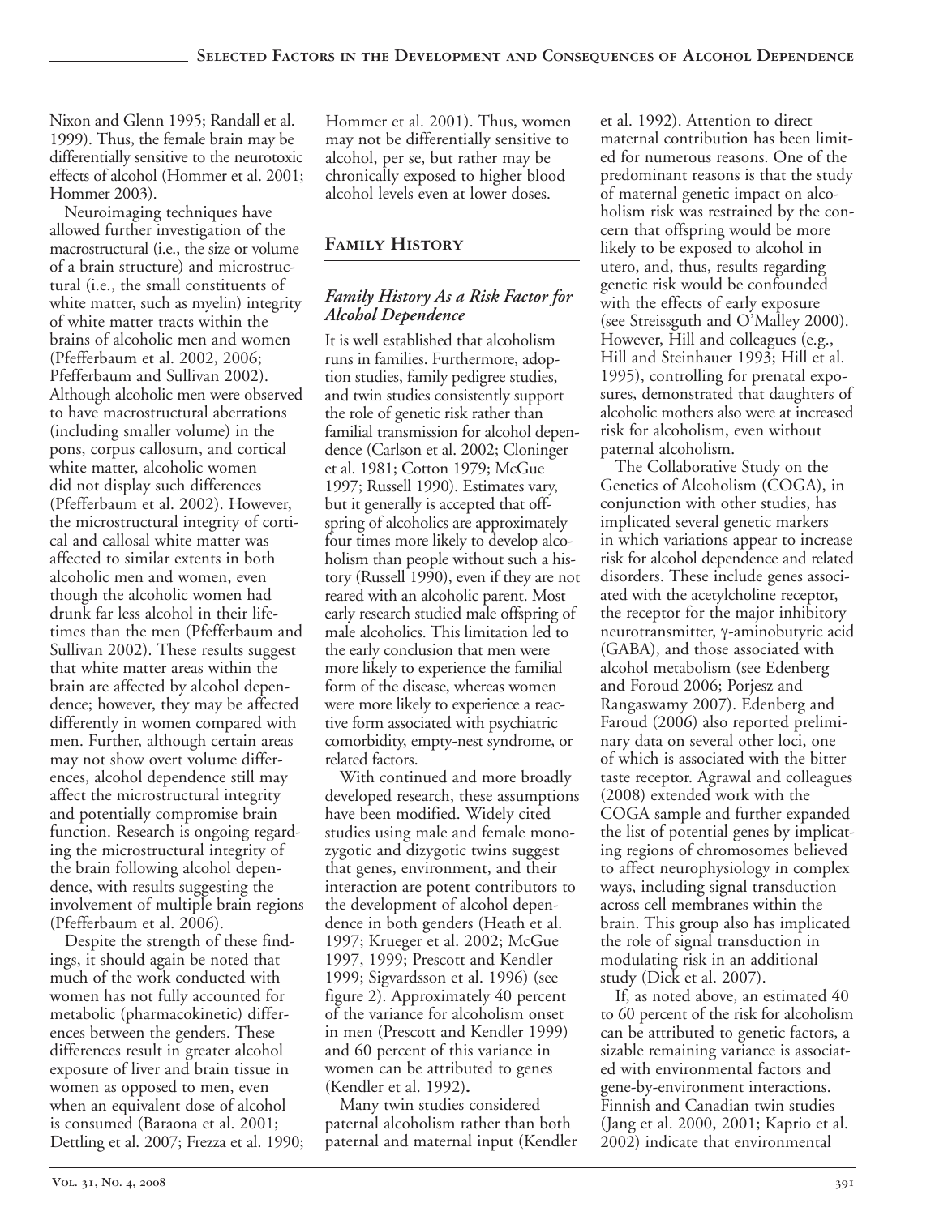Nixon and Glenn 1995; Randall et al. 1999). Thus, the female brain may be differentially sensitive to the neurotoxic effects of alcohol (Hommer et al. 2001; Hommer 2003).

Neuroimaging techniques have allowed further investigation of the macrostructural (i.e., the size or volume of a brain structure) and microstructural (i.e., the small constituents of white matter, such as myelin) integrity of white matter tracts within the brains of alcoholic men and women (Pfefferbaum et al. 2002, 2006; Pfefferbaum and Sullivan 2002). Although alcoholic men were observed to have macrostructural aberrations (including smaller volume) in the pons, corpus callosum, and cortical white matter, alcoholic women did not display such differences (Pfefferbaum et al. 2002). However, the microstructural integrity of cortical and callosal white matter was affected to similar extents in both alcoholic men and women, even though the alcoholic women had drunk far less alcohol in their lifetimes than the men (Pfefferbaum and Sullivan 2002). These results suggest that white matter areas within the brain are affected by alcohol dependence; however, they may be affected differently in women compared with men. Further, although certain areas may not show overt volume differences, alcohol dependence still may affect the microstructural integrity and potentially compromise brain function. Research is ongoing regarding the microstructural integrity of the brain following alcohol dependence, with results suggesting the involvement of multiple brain regions (Pfefferbaum et al. 2006).

Despite the strength of these findings, it should again be noted that much of the work conducted with women has not fully accounted for metabolic (pharmacokinetic) differences between the genders. These differences result in greater alcohol exposure of liver and brain tissue in women as opposed to men, even when an equivalent dose of alcohol is consumed (Baraona et al. 2001; Dettling et al. 2007; Frezza et al. 1990; Hommer et al. 2001). Thus, women may not be differentially sensitive to alcohol, per se, but rather may be chronically exposed to higher blood alcohol levels even at lower doses.

## Family History

### *Family History As a Risk Factor for Alcohol Dependence*

It is well established that alcoholism runs in families. Furthermore, adoption studies, family pedigree studies, and twin studies consistently support the role of genetic risk rather than familial transmission for alcohol dependence (Carlson et al. 2002; Cloninger et al. 1981; Cotton 1979; McGue 1997; Russell 1990). Estimates vary, but it generally is accepted that offspring of alcoholics are approximately four times more likely to develop alcoholism than people without such a history (Russell 1990), even if they are not reared with an alcoholic parent. Most early research studied male offspring of male alcoholics. This limitation led to the early conclusion that men were more likely to experience the familial form of the disease, whereas women were more likely to experience a reactive form associated with psychiatric comorbidity, empty-nest syndrome, or related factors.

With continued and more broadly developed research, these assumptions have been modified. Widely cited studies using male and female monozygotic and dizygotic twins suggest that genes, environment, and their interaction are potent contributors to the development of alcohol dependence in both genders (Heath et al. 1997; Krueger et al. 2002; McGue 1997, 1999; Prescott and Kendler 1999; Sigvardsson et al. 1996) (see figure 2). Approximately 40 percent of the variance for alcoholism onset in men (Prescott and Kendler 1999) and 60 percent of this variance in women can be attributed to genes (Kendler et al. 1992)**.**

Many twin studies considered paternal alcoholism rather than both paternal and maternal input (Kendler et al. 1992). Attention to direct maternal contribution has been limited for numerous reasons. One of the predominant reasons is that the study of maternal genetic impact on alcoholism risk was restrained by the concern that offspring would be more likely to be exposed to alcohol in utero, and, thus, results regarding genetic risk would be confounded with the effects of early exposure (see Streissguth and O'Malley 2000). However, Hill and colleagues (e.g., Hill and Steinhauer 1993; Hill et al. 1995), controlling for prenatal exposures, demonstrated that daughters of alcoholic mothers also were at increased risk for alcoholism, even without paternal alcoholism.

The Collaborative Study on the Genetics of Alcoholism (COGA), in conjunction with other studies, has implicated several genetic markers in which variations appear to increase risk for alcohol dependence and related disorders. These include genes associated with the acetylcholine receptor, the receptor for the major inhibitory neurotransmitter, γ-aminobutyric acid (GABA), and those associated with alcohol metabolism (see Edenberg and Foroud 2006; Porjesz and Rangaswamy 2007). Edenberg and Faroud (2006) also reported preliminary data on several other loci, one of which is associated with the bitter taste receptor. Agrawal and colleagues (2008) extended work with the COGA sample and further expanded the list of potential genes by implicating regions of chromosomes believed to affect neurophysiology in complex ways, including signal transduction across cell membranes within the brain. This group also has implicated the role of signal transduction in modulating risk in an additional study (Dick et al. 2007).

If, as noted above, an estimated 40 to 60 percent of the risk for alcoholism can be attributed to genetic factors, a sizable remaining variance is associated with environmental factors and gene-by-environment interactions. Finnish and Canadian twin studies (Jang et al. 2000, 2001; Kaprio et al. 2002) indicate that environmental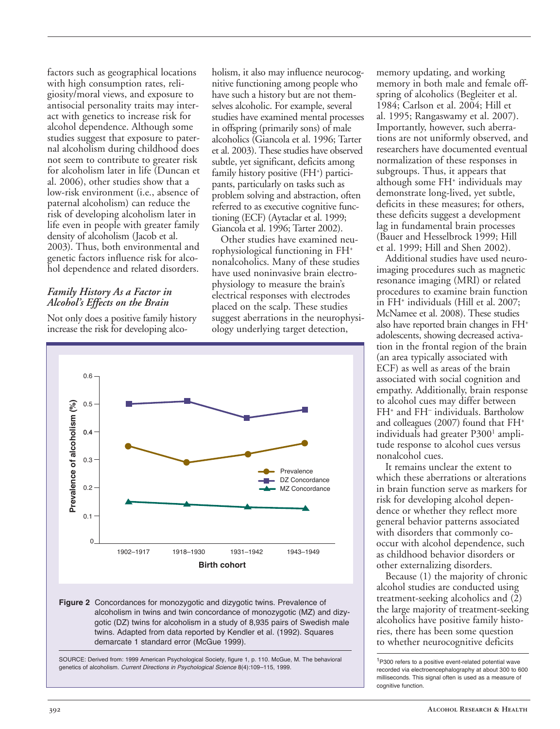factors such as geographical locations with high consumption rates, religiosity/moral views, and exposure to antisocial personality traits may interact with genetics to increase risk for alcohol dependence. Although some studies suggest that exposure to paternal alcoholism during childhood does not seem to contribute to greater risk for alcoholism later in life (Duncan et al. 2006), other studies show that a low-risk environment (i.e., absence of paternal alcoholism) can reduce the risk of developing alcoholism later in life even in people with greater family density of alcoholism (Jacob et al. 2003). Thus, both environmental and genetic factors influence risk for alcohol dependence and related disorders.

### *Family History As a Factor in Alcohol's Effects on the Brain*

Not only does a positive family history increase the risk for developing alcoholism, it also may influence neurocognitive functioning among people who have such a history but are not themselves alcoholic. For example, several studies have examined mental processes in offspring (primarily sons) of male alcoholics (Giancola et al. 1996; Tarter et al. 2003). These studies have observed subtle, yet significant, deficits among family history positive (FH$^+$) participants, particularly on tasks such as problem solving and abstraction, often referred to as executive cognitive functioning (ECF) (Aytaclar et al. 1999; Giancola et al. 1996; Tarter 2002).

Other studies have examined neurophysiological functioning in FH$^+$ nonalcoholics. Many of these studies have used noninvasive brain electrophysiology to measure the brain's electrical responses with electrodes placed on the scalp. These studies suggest aberrations in the neurophysiology underlying target detection, memory updating, and working memory in both male and female offspring of alcoholics (Begleiter et al. 1984; Carlson et al. 2004; Hill et al. 1995; Rangaswamy et al. 2007). Importantly, however, such aberrations are not uniformly observed, and researchers have documented eventual normalization of these responses in subgroups. Thus, it appears that although some FH$^+$ individuals may demonstrate long-lived, yet subtle, deficits in these measures; for others, these deficits suggest a development lag in fundamental brain processes (Bauer and Hesselbrock 1999; Hill et al. 1999; Hill and Shen 2002).

Additional studies have used neuroimaging procedures such as magnetic resonance imaging (MRI) or related procedures to examine brain function in FH$^+$ individuals (Hill et al. 2007; McNamee et al. 2008). These studies also have reported brain changes in FH$^+$ adolescents, showing decreased activation in the frontal region of the brain (an area typically associated with ECF) as well as areas of the brain associated with social cognition and empathy. Additionally, brain response to alcohol cues may differ between FH$^+$ and FH$^-$ individuals. Bartholow and colleagues (2007) found that FH$^+$ individuals had greater P300[1] amplitude response to alcohol cues versus nonalcohol cues.

It remains unclear the extent to which these aberrations or alterations in brain function serve as markers for risk for developing alcohol dependence or whether they reflect more general behavior patterns associated with disorders that commonly co-occur with alcohol dependence, such as childhood behavior disorders or other externalizing disorders.

Because (1) the majority of chronic alcohol studies are conducted using treatment-seeking alcoholics and (2) the large majority of treatment-seeking alcoholics have positive family histories, there has been some question to whether neurocognitive deficits

**Figure 2** Concordances for monozygotic and dizygotic twins. Prevalence of alcoholism in twins and twin concordance of monozygotic (MZ) and dizygotic (DZ) twins for alcoholism in a study of 8,935 pairs of Swedish male twins. Adapted from data reported by Kendler et al. (1992). Squares demarcate 1 standard error (McGue 1999).

SOURCE: Derived from: 1999 American Psychological Society, figure 1, p. 110. McGue, M. The behavioral genetics of alcoholism. *Current Directions in Psychological Science* 8(4):109–115, 1999.

[1] P300 refers to a positive event-related potential wave recorded via electroencephalography at about 300 to 600 milliseconds. This signal often is used as a measure of cognitive function.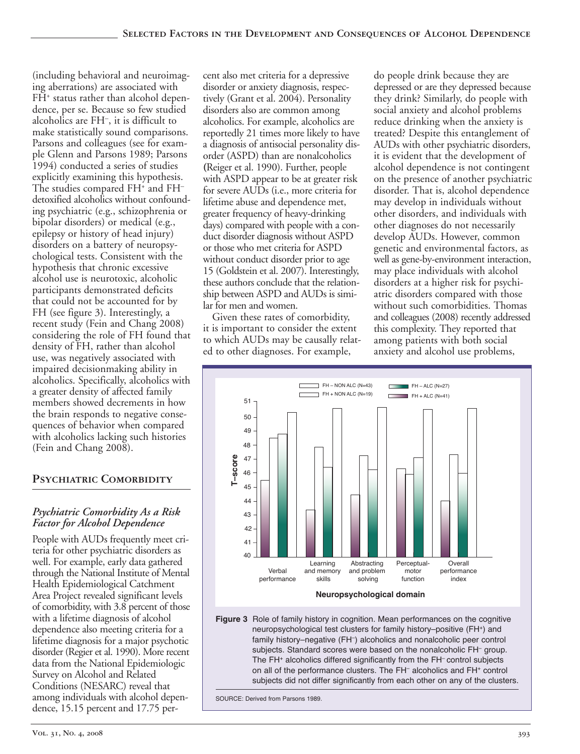(including behavioral and neuroimaging aberrations) are associated with FH+ status rather than alcohol dependence, per se. Because so few studied alcoholics are FH–, it is difficult to make statistically sound comparisons. Parsons and colleagues (see for example Glenn and Parsons 1989; Parsons 1994) conducted a series of studies explicitly examining this hypothesis. The studies compared FH+ and FH– detoxified alcoholics without confounding psychiatric (e.g., schizophrenia or bipolar disorders) or medical (e.g., epilepsy or history of head injury) disorders on a battery of neuropsychological tests. Consistent with the hypothesis that chronic excessive alcohol use is neurotoxic, alcoholic participants demonstrated deficits that could not be accounted for by FH (see figure 3). Interestingly, a recent study (Fein and Chang 2008) considering the role of FH found that density of FH, rather than alcohol use, was negatively associated with impaired decisionmaking ability in alcoholics. Specifically, alcoholics with a greater density of affected family members showed decrements in how the brain responds to negative consequences of behavior when compared with alcoholics lacking such histories (Fein and Chang 2008).

## Psychiatric Comorbidity

### *Psychiatric Comorbidity As a Risk Factor for Alcohol Dependence*

People with AUDs frequently meet criteria for other psychiatric disorders as well. For example, early data gathered through the National Institute of Mental Health Epidemiological Catchment Area Project revealed significant levels of comorbidity, with 3.8 percent of those with a lifetime diagnosis of alcohol dependence also meeting criteria for a lifetime diagnosis for a major psychotic disorder (Regier et al. 1990). More recent data from the National Epidemiologic Survey on Alcohol and Related Conditions (NESARC) reveal that among individuals with alcohol dependence, 15.15 percent and 17.75 percent also met criteria for a depressive disorder or anxiety diagnosis, respectively (Grant et al. 2004). Personality disorders also are common among alcoholics. For example, alcoholics are reportedly 21 times more likely to have a diagnosis of antisocial personality disorder (ASPD) than are nonalcoholics (Reiger et al. 1990). Further, people with ASPD appear to be at greater risk for severe AUDs (i.e., more criteria for lifetime abuse and dependence met, greater frequency of heavy-drinking days) compared with people with a conduct disorder diagnosis without ASPD or those who met criteria for ASPD without conduct disorder prior to age 15 (Goldstein et al. 2007). Interestingly, these authors conclude that the relationship between ASPD and AUDs is similar for men and women.

Given these rates of comorbidity, it is important to consider the extent to which AUDs may be causally related to other diagnoses. For example, do people drink because they are depressed or are they depressed because they drink? Similarly, do people with social anxiety and alcohol problems reduce drinking when the anxiety is treated? Despite this entanglement of AUDs with other psychiatric disorders, it is evident that the development of alcohol dependence is not contingent on the presence of another psychiatric disorder. That is, alcohol dependence may develop in individuals without other disorders, and individuals with other diagnoses do not necessarily develop AUDs. However, common genetic and environmental factors, as well as gene-by-environment interaction, may place individuals with alcohol disorders at a higher risk for psychiatric disorders compared with those without such comorbidities. Thomas and colleagues (2008) recently addressed this complexity. They reported that among patients with both social anxiety and alcohol use problems,

**Figure 3** Role of family history in cognition. Mean performances on the cognitive neuropsychological test clusters for family history–positive (FH+) and family history–negative (FH–) alcoholics and nonalcoholic peer control subjects. Standard scores were based on the nonalcoholic FH– group. The FH+ alcoholics differed significantly from the FH– control subjects on all of the performance clusters. The FH– alcoholics and FH+ control subjects did not differ significantly from each other on any of the clusters.

SOURCE: Derived from Parsons 1989.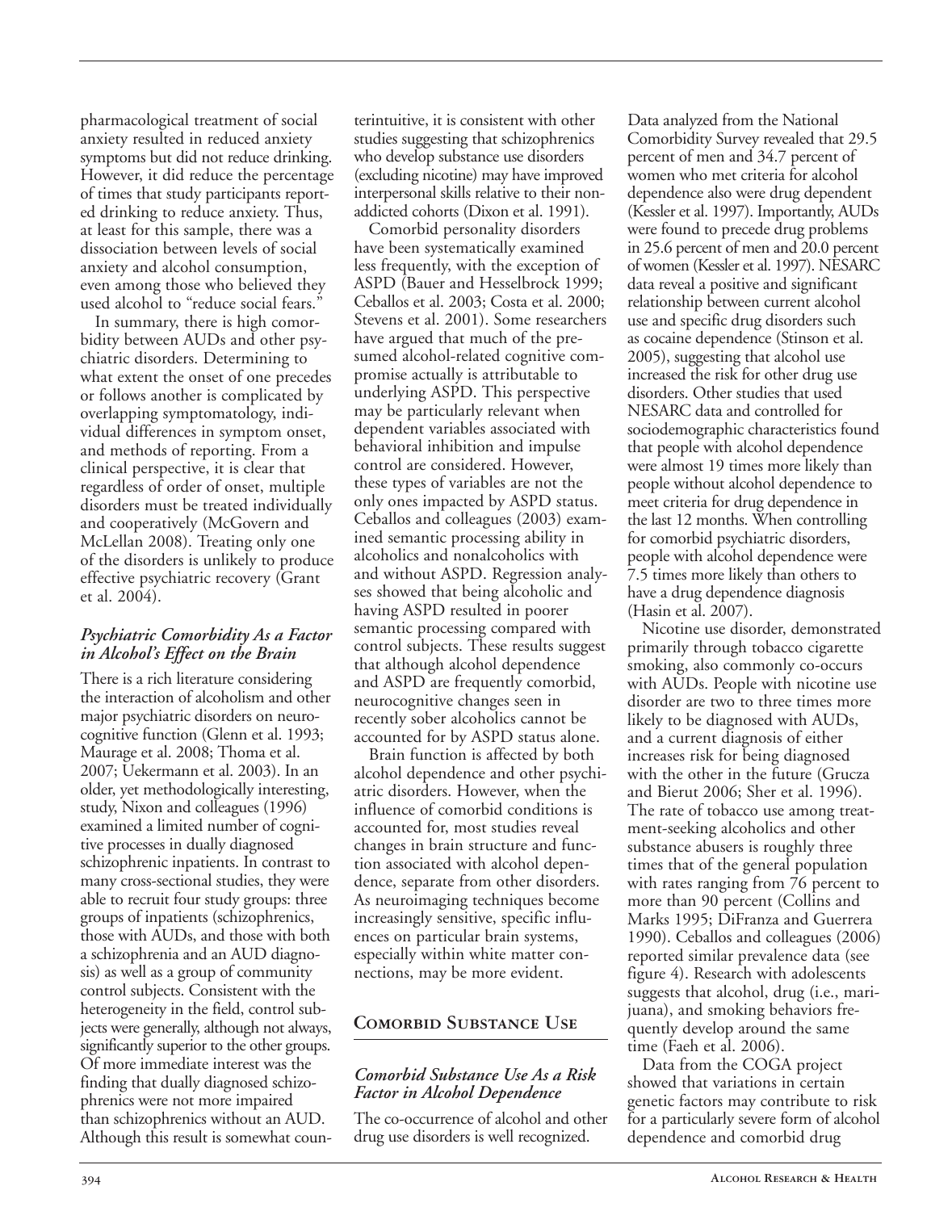pharmacological treatment of social anxiety resulted in reduced anxiety symptoms but did not reduce drinking. However, it did reduce the percentage of times that study participants reported drinking to reduce anxiety. Thus, at least for this sample, there was a dissociation between levels of social anxiety and alcohol consumption, even among those who believed they used alcohol to "reduce social fears."

In summary, there is high comorbidity between AUDs and other psychiatric disorders. Determining to what extent the onset of one precedes or follows another is complicated by overlapping symptomatology, individual differences in symptom onset, and methods of reporting. From a clinical perspective, it is clear that regardless of order of onset, multiple disorders must be treated individually and cooperatively (McGovern and McLellan 2008). Treating only one of the disorders is unlikely to produce effective psychiatric recovery (Grant et al. 2004).

### *Psychiatric Comorbidity As a Factor in Alcohol's Effect on the Brain*

There is a rich literature considering the interaction of alcoholism and other major psychiatric disorders on neurocognitive function (Glenn et al. 1993; Maurage et al. 2008; Thoma et al. 2007; Uekermann et al. 2003). In an older, yet methodologically interesting, study, Nixon and colleagues (1996) examined a limited number of cognitive processes in dually diagnosed schizophrenic inpatients. In contrast to many cross-sectional studies, they were able to recruit four study groups: three groups of inpatients (schizophrenics, those with AUDs, and those with both a schizophrenia and an AUD diagnosis) as well as a group of community control subjects. Consistent with the heterogeneity in the field, control subjects were generally, although not always, significantly superior to the other groups. Of more immediate interest was the finding that dually diagnosed schizophrenics were not more impaired than schizophrenics without an AUD. Although this result is somewhat counterintuitive, it is consistent with other studies suggesting that schizophrenics who develop substance use disorders (excluding nicotine) may have improved interpersonal skills relative to their nonaddicted cohorts (Dixon et al. 1991).

Comorbid personality disorders have been systematically examined less frequently, with the exception of ASPD (Bauer and Hesselbrock 1999; Ceballos et al. 2003; Costa et al. 2000; Stevens et al. 2001). Some researchers have argued that much of the presumed alcohol-related cognitive compromise actually is attributable to underlying ASPD. This perspective may be particularly relevant when dependent variables associated with behavioral inhibition and impulse control are considered. However, these types of variables are not the only ones impacted by ASPD status. Ceballos and colleagues (2003) examined semantic processing ability in alcoholics and nonalcoholics with and without ASPD. Regression analyses showed that being alcoholic and having ASPD resulted in poorer semantic processing compared with control subjects. These results suggest that although alcohol dependence and ASPD are frequently comorbid, neurocognitive changes seen in recently sober alcoholics cannot be accounted for by ASPD status alone.

Brain function is affected by both alcohol dependence and other psychiatric disorders. However, when the influence of comorbid conditions is accounted for, most studies reveal changes in brain structure and function associated with alcohol dependence, separate from other disorders. As neuroimaging techniques become increasingly sensitive, specific influences on particular brain systems, especially within white matter connections, may be more evident.

## Comorbid Substance Use

### *Comorbid Substance Use As a Risk Factor in Alcohol Dependence*

The co-occurrence of alcohol and other drug use disorders is well recognized. Data analyzed from the National Comorbidity Survey revealed that 29.5 percent of men and 34.7 percent of women who met criteria for alcohol dependence also were drug dependent (Kessler et al. 1997). Importantly, AUDs were found to precede drug problems in 25.6 percent of men and 20.0 percent of women (Kessler et al. 1997). NESARC data reveal a positive and significant relationship between current alcohol use and specific drug disorders such as cocaine dependence (Stinson et al. 2005), suggesting that alcohol use increased the risk for other drug use disorders. Other studies that used NESARC data and controlled for sociodemographic characteristics found that people with alcohol dependence were almost 19 times more likely than people without alcohol dependence to meet criteria for drug dependence in the last 12 months. When controlling for comorbid psychiatric disorders, people with alcohol dependence were 7.5 times more likely than others to have a drug dependence diagnosis (Hasin et al. 2007).

Nicotine use disorder, demonstrated primarily through tobacco cigarette smoking, also commonly co-occurs with AUDs. People with nicotine use disorder are two to three times more likely to be diagnosed with AUDs, and a current diagnosis of either increases risk for being diagnosed with the other in the future (Grucza and Bierut 2006; Sher et al. 1996). The rate of tobacco use among treatment-seeking alcoholics and other substance abusers is roughly three times that of the general population with rates ranging from 76 percent to more than 90 percent (Collins and Marks 1995; DiFranza and Guerrera 1990). Ceballos and colleagues (2006) reported similar prevalence data (see figure 4). Research with adolescents suggests that alcohol, drug (i.e., marijuana), and smoking behaviors frequently develop around the same time (Faeh et al. 2006).

Data from the COGA project showed that variations in certain genetic factors may contribute to risk for a particularly severe form of alcohol dependence and comorbid drug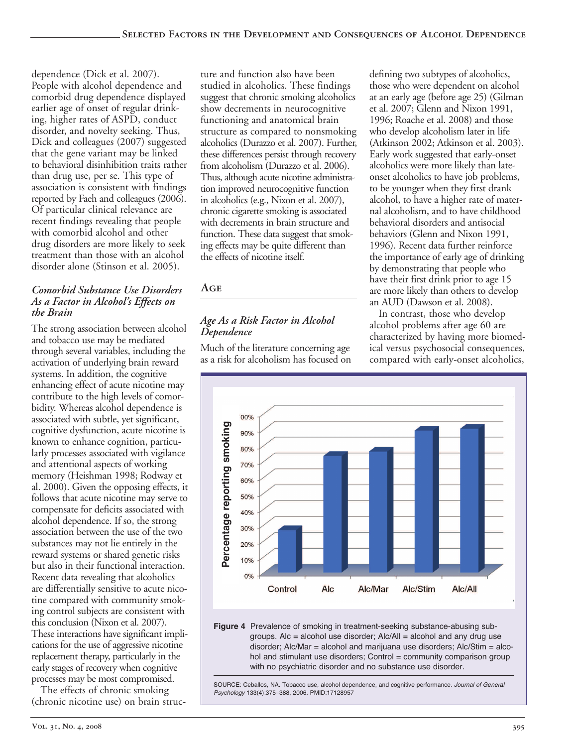dependence (Dick et al. 2007). People with alcohol dependence and comorbid drug dependence displayed earlier age of onset of regular drinking, higher rates of ASPD, conduct disorder, and novelty seeking. Thus, Dick and colleagues (2007) suggested that the gene variant may be linked to behavioral disinhibition traits rather than drug use, per se. This type of association is consistent with findings reported by Faeh and colleagues (2006). Of particular clinical relevance are recent findings revealing that people with comorbid alcohol and other drug disorders are more likely to seek treatment than those with an alcohol disorder alone (Stinson et al. 2005).

### *Comorbid Substance Use Disorders As a Factor in Alcohol's Effects on the Brain*

The strong association between alcohol and tobacco use may be mediated through several variables, including the activation of underlying brain reward systems. In addition, the cognitive enhancing effect of acute nicotine may contribute to the high levels of comorbidity. Whereas alcohol dependence is associated with subtle, yet significant, cognitive dysfunction, acute nicotine is known to enhance cognition, particularly processes associated with vigilance and attentional aspects of working memory (Heishman 1998; Rodway et al. 2000). Given the opposing effects, it follows that acute nicotine may serve to compensate for deficits associated with alcohol dependence. If so, the strong association between the use of the two substances may not lie entirely in the reward systems or shared genetic risks but also in their functional interaction. Recent data revealing that alcoholics are differentially sensitive to acute nicotine compared with community smoking control subjects are consistent with this conclusion (Nixon et al. 2007). These interactions have significant implications for the use of aggressive nicotine replacement therapy, particularly in the early stages of recovery when cognitive processes may be most compromised.

The effects of chronic smoking (chronic nicotine use) on brain structure and function also have been studied in alcoholics. These findings suggest that chronic smoking alcoholics show decrements in neurocognitive functioning and anatomical brain structure as compared to nonsmoking alcoholics (Durazzo et al. 2007). Further, these differences persist through recovery from alcoholism (Durazzo et al. 2006). Thus, although acute nicotine administration improved neurocognitive function in alcoholics (e.g., Nixon et al. 2007), chronic cigarette smoking is associated with decrements in brain structure and function. These data suggest that smoking effects may be quite different than the effects of nicotine itself.

## Age

### *Age As a Risk Factor in Alcohol Dependence*

Much of the literature concerning age as a risk for alcoholism has focused on defining two subtypes of alcoholics, those who were dependent on alcohol at an early age (before age 25) (Gilman et al. 2007; Glenn and Nixon 1991, 1996; Roache et al. 2008) and those who develop alcoholism later in life (Atkinson 2002; Atkinson et al. 2003). Early work suggested that early-onset alcoholics were more likely than late-onset alcoholics to have job problems, to be younger when they first drank alcohol, to have a higher rate of maternal alcoholism, and to have childhood behavioral disorders and antisocial behaviors (Glenn and Nixon 1991, 1996). Recent data further reinforce the importance of early age of drinking by demonstrating that people who have their first drink prior to age 15 are more likely than others to develop an AUD (Dawson et al. 2008).

In contrast, those who develop alcohol problems after age 60 are characterized by having more biomedical versus psychosocial consequences, compared with early-onset alcoholics,

**Figure 4** Prevalence of smoking in treatment-seeking substance-abusing subgroups. Alc = alcohol use disorder; Alc/All = alcohol and any drug use disorder; Alc/Mar = alcohol and marijuana use disorders; Alc/Stim = alcohol and stimulant use disorders; Control = community comparison group with no psychiatric disorder and no substance use disorder.

SOURCE: Ceballos, NA. Tobacco use, alcohol dependence, and cognitive performance. *Journal of General Psychology* 133(4):375–388, 2006. PMID:17128957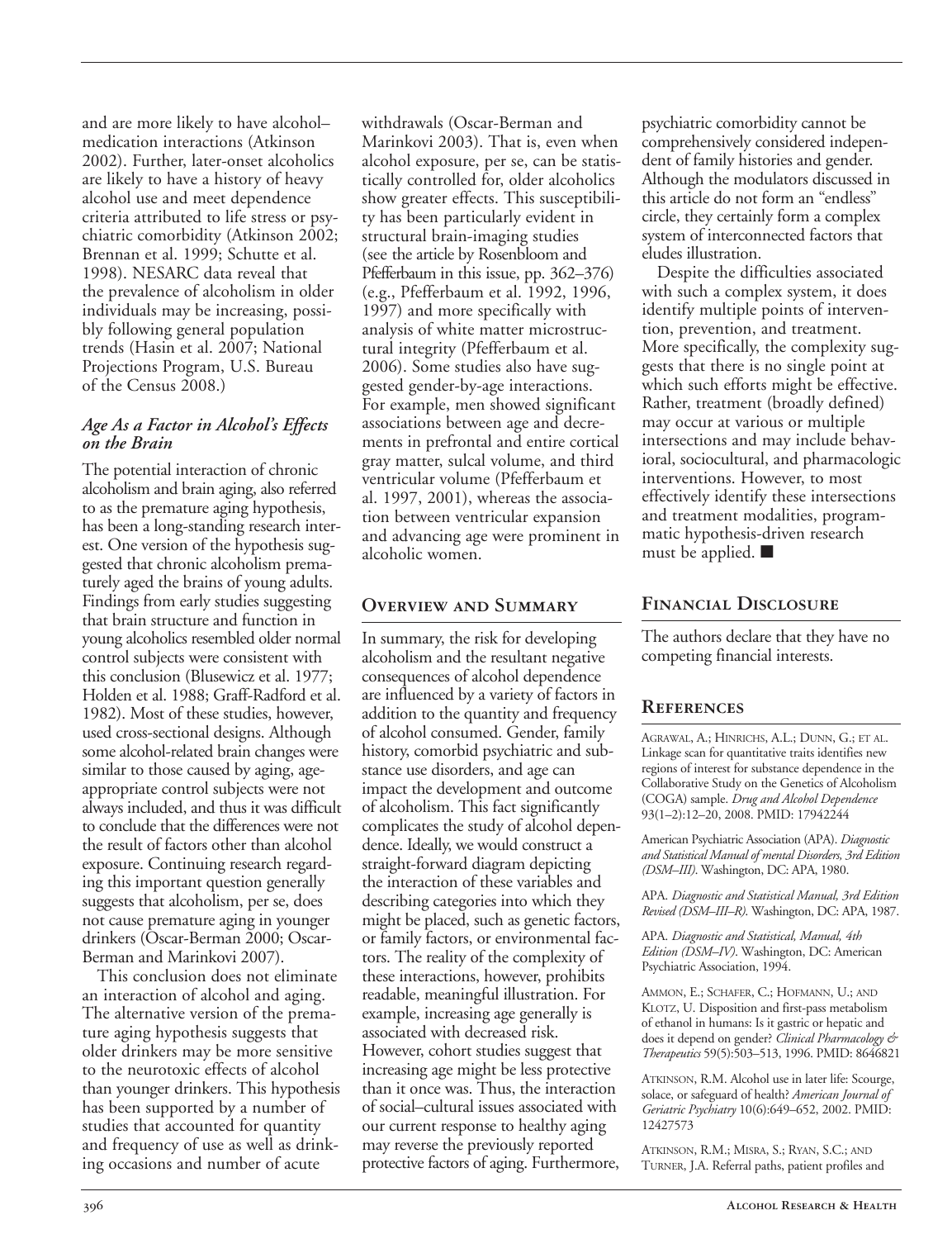and are more likely to have alcohol–medication interactions (Atkinson 2002). Further, later-onset alcoholics are likely to have a history of heavy alcohol use and meet dependence criteria attributed to life stress or psychiatric comorbidity (Atkinson 2002; Brennan et al. 1999; Schutte et al. 1998). NESARC data reveal that the prevalence of alcoholism in older individuals may be increasing, possibly following general population trends (Hasin et al. 2007; National Projections Program, U.S. Bureau of the Census 2008.)

### *Age As a Factor in Alcohol's Effects on the Brain*

The potential interaction of chronic alcoholism and brain aging, also referred to as the premature aging hypothesis, has been a long-standing research interest. One version of the hypothesis suggested that chronic alcoholism prematurely aged the brains of young adults. Findings from early studies suggesting that brain structure and function in young alcoholics resembled older normal control subjects were consistent with this conclusion (Blusewicz et al. 1977; Holden et al. 1988; Graff-Radford et al. 1982). Most of these studies, however, used cross-sectional designs. Although some alcohol-related brain changes were similar to those caused by aging, age-appropriate control subjects were not always included, and thus it was difficult to conclude that the differences were not the result of factors other than alcohol exposure. Continuing research regarding this important question generally suggests that alcoholism, per se, does not cause premature aging in younger drinkers (Oscar-Berman 2000; Oscar-Berman and Marinkovi 2007).

This conclusion does not eliminate an interaction of alcohol and aging. The alternative version of the premature aging hypothesis suggests that older drinkers may be more sensitive to the neurotoxic effects of alcohol than younger drinkers. This hypothesis has been supported by a number of studies that accounted for quantity and frequency of use as well as drinking occasions and number of acute withdrawals (Oscar-Berman and Marinkovi 2003). That is, even when alcohol exposure, per se, can be statistically controlled for, older alcoholics show greater effects. This susceptibility has been particularly evident in structural brain-imaging studies (see the article by Rosenbloom and Pfefferbaum in this issue, pp. 362–376) (e.g., Pfefferbaum et al. 1992, 1996, 1997) and more specifically with analysis of white matter microstructural integrity (Pfefferbaum et al. 2006). Some studies also have suggested gender-by-age interactions. For example, men showed significant associations between age and decrements in prefrontal and entire cortical gray matter, sulcal volume, and third ventricular volume (Pfefferbaum et al. 1997, 2001), whereas the association between ventricular expansion and advancing age were prominent in alcoholic women.

## Overview and Summary

In summary, the risk for developing alcoholism and the resultant negative consequences of alcohol dependence are influenced by a variety of factors in addition to the quantity and frequency of alcohol consumed. Gender, family history, comorbid psychiatric and substance use disorders, and age can impact the development and outcome of alcoholism. This fact significantly complicates the study of alcohol dependence. Ideally, we would construct a straight-forward diagram depicting the interaction of these variables and describing categories into which they might be placed, such as genetic factors, or family factors, or environmental factors. The reality of the complexity of these interactions, however, prohibits readable, meaningful illustration. For example, increasing age generally is associated with decreased risk. However, cohort studies suggest that increasing age might be less protective than it once was. Thus, the interaction of social–cultural issues associated with our current response to healthy aging may reverse the previously reported protective factors of aging. Furthermore, psychiatric comorbidity cannot be comprehensively considered independent of family histories and gender. Although the modulators discussed in this article do not form an "endless" circle, they certainly form a complex system of interconnected factors that eludes illustration.

Despite the difficulties associated with such a complex system, it does identify multiple points of intervention, prevention, and treatment. More specifically, the complexity suggests that there is no single point at which such efforts might be effective. Rather, treatment (broadly defined) may occur at various or multiple intersections and may include behavioral, sociocultural, and pharmacologic interventions. However, to most effectively identify these intersections and treatment modalities, programmatic hypothesis-driven research must be applied. ■

## Financial Disclosure

The authors declare that they have no competing financial interests.

## References

Agrawal, A.; Hinrichs, A.L.; Dunn, G.; et al. Linkage scan for quantitative traits identifies new regions of interest for substance dependence in the Collaborative Study on the Genetics of Alcoholism (COGA) sample. *Drug and Alcohol Dependence* 93(1–2):12–20, 2008. PMID: 17942244

American Psychiatric Association (APA). *Diagnostic and Statistical Manual of mental Disorders, 3rd Edition (DSM–III)*. Washington, DC: APA, 1980.

APA. *Diagnostic and Statistical Manual, 3rd Edition Revised (DSM–III–R)*. Washington, DC: APA, 1987.

APA. *Diagnostic and Statistical, Manual, 4th Edition (DSM–IV)*. Washington, DC: American Psychiatric Association, 1994.

Ammon, E.; Schafer, C.; Hofmann, U.; and Klotz, U. Disposition and first-pass metabolism of ethanol in humans: Is it gastric or hepatic and does it depend on gender? *Clinical Pharmacology & Therapeutics* 59(5):503–513, 1996. PMID: 8646821

Atkinson, R.M. Alcohol use in later life: Scourge, solace, or safeguard of health? *American Journal of Geriatric Psychiatry* 10(6):649–652, 2002. PMID: 12427573

Atkinson, R.M.; Misra, S.; Ryan, S.C.; and Turner, J.A. Referral paths, patient profiles and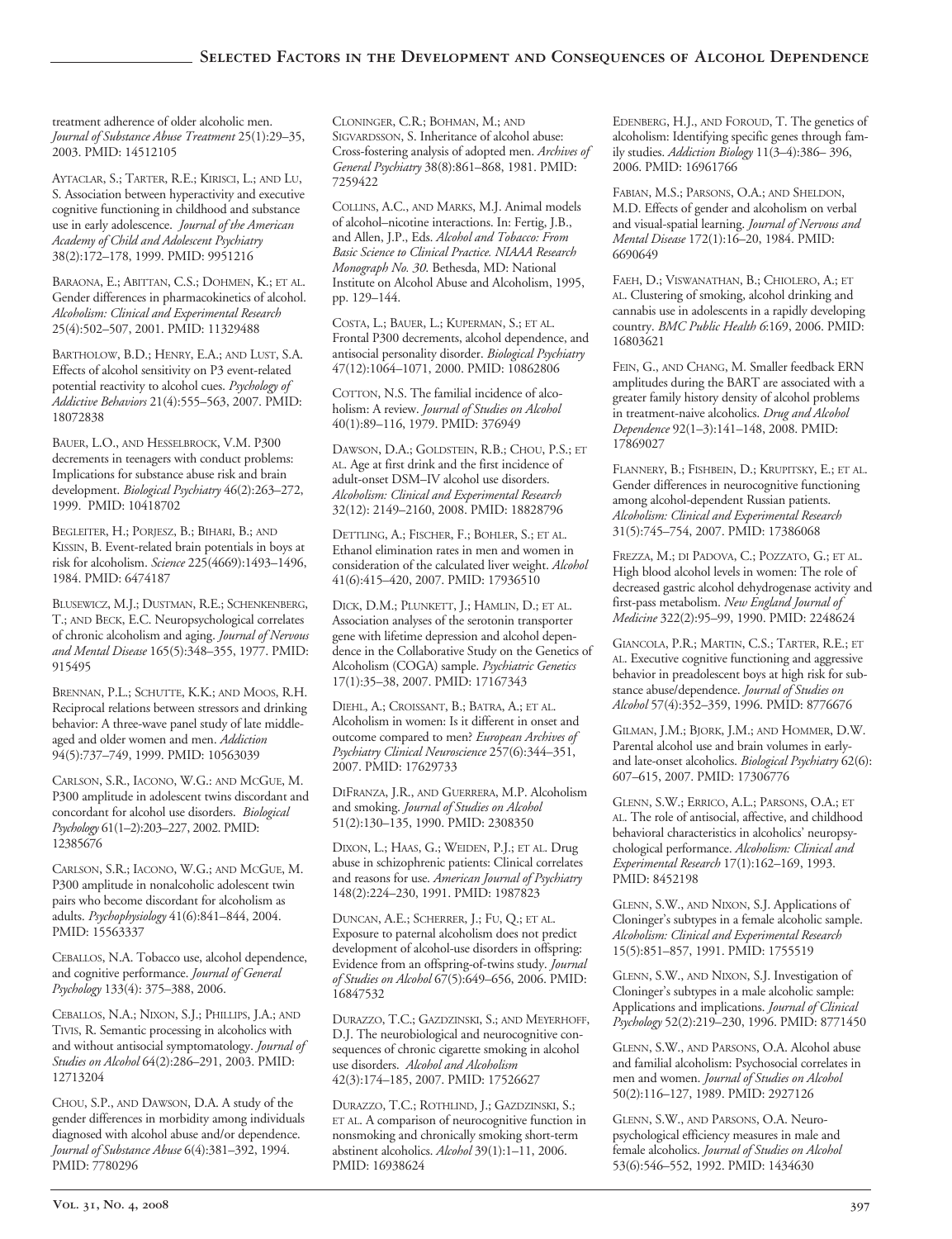treatment adherence of older alcoholic men. *Journal of Substance Abuse Treatment* 25(1):29–35, 2003. PMID: 14512105

Aytaclar, S.; Tarter, R.E.; Kirisci, L.; and Lu, S. Association between hyperactivity and executive cognitive functioning in childhood and substance use in early adolescence. *Journal of the American Academy of Child and Adolescent Psychiatry* 38(2):172–178, 1999. PMID: 9951216

Baraona, E.; Abittan, C.S.; Dohmen, K.; et al. Gender differences in pharmacokinetics of alcohol. *Alcoholism: Clinical and Experimental Research* 25(4):502–507, 2001. PMID: 11329488

Barthولow, B.D.; Henry, E.A.; and Lust, S.A. Effects of alcohol sensitivity on P3 event-related potential reactivity to alcohol cues. *Psychology of Addictive Behaviors* 21(4):555–563, 2007. PMID: 18072838

Bauer, L.O., and Hesselbrock, V.M. P300 decrements in teenagers with conduct problems: Implications for substance abuse risk and brain development. *Biological Psychiatry* 46(2):263–272, 1999. PMID: 10418702

Begleiter, H.; Porjesz, B.; Bihari, B.; and Kissin, B. Event-related brain potentials in boys at risk for alcoholism. *Science* 225(4669):1493–1496, 1984. PMID: 6474187

Blusewicz, M.J.; Dustman, R.E.; Schenkenberg, T.; and Beck, E.C. Neuropsychological correlates of chronic alcoholism and aging. *Journal of Nervous and Mental Disease* 165(5):348–355, 1977. PMID: 915495

Brennan, P.L.; Schutte, K.K.; and Moos, R.H. Reciprocal relations between stressors and drinking behavior: A three-wave panel study of late middle-aged and older women and men. *Addiction* 94(5):737–749, 1999. PMID: 10563039

Carlson, S.R., Iacono, W.G.: and McGue, M. P300 amplitude in adolescent twins discordant and concordant for alcohol use disorders. *Biological Psychology* 61(1–2):203–227, 2002. PMID: 12385676

Carlson, S.R.; Iacono, W.G.; and McGue, M. P300 amplitude in nonalcoholic adolescent twin pairs who become discordant for alcoholism as adults. *Psychophysiology* 41(6):841–844, 2004. PMID: 15563337

Ceballos, N.A. Tobacco use, alcohol dependence, and cognitive performance. *Journal of General Psychology* 133(4): 375–388, 2006.

Ceballos, N.A.; Nixon, S.J.; Phillips, J.A.; and Tivis, R. Semantic processing in alcoholics with and without antisocial symptomatology. *Journal of Studies on Alcohol* 64(2):286–291, 2003. PMID: 12713204

Chou, S.P., and Dawson, D.A. A study of the gender differences in morbidity among individuals diagnosed with alcohol abuse and/or dependence. *Journal of Substance Abuse* 6(4):381–392, 1994. PMID: 7780296

Cloninger, C.R.; Bohman, M.; and Sigvardsson, S. Inheritance of alcohol abuse: Cross-fostering analysis of adopted men. *Archives of General Psychiatry* 38(8):861–868, 1981. PMID: 7259422

Collins, A.C., and Marks, M.J. Animal models of alcohol–nicotine interactions. In: Fertig, J.B., and Allen, J.P., Eds. *Alcohol and Tobacco: From Basic Science to Clinical Practice. NIAAA Research Monograph No. 30.* Bethesda, MD: National Institute on Alcohol Abuse and Alcoholism, 1995, pp. 129–144.

Costa, L.; Bauer, L.; Kuperman, S.; et al. Frontal P300 decrements, alcohol dependence, and antisocial personality disorder. *Biological Psychiatry* 47(12):1064–1071, 2000. PMID: 10862806

Cotton, N.S. The familial incidence of alcoholism: A review. *Journal of Studies on Alcohol* 40(1):89–116, 1979. PMID: 376949

Dawson, D.A.; Goldstein, R.B.; Chou, P.S.; et al. Age at first drink and the first incidence of adult-onset DSM–IV alcohol use disorders. *Alcoholism: Clinical and Experimental Research* 32(12): 2149–2160, 2008. PMID: 18828796

Dettling, A.; Fischer, F.; Bohler, S.; et al. Ethanol elimination rates in men and women in consideration of the calculated liver weight. *Alcohol* 41(6):415–420, 2007. PMID: 17936510

Dick, D.M.; Plunkett, J.; Hamlin, D.; et al. Association analyses of the serotonin transporter gene with lifetime depression and alcohol dependence in the Collaborative Study on the Genetics of Alcoholism (COGA) sample. *Psychiatric Genetics* 17(1):35–38, 2007. PMID: 17167343

Diehl, A.; Croissant, B.; Batra, A.; et al. Alcoholism in women: Is it different in onset and outcome compared to men? *European Archives of Psychiatry Clinical Neuroscience* 257(6):344–351, 2007. PMID: 17629733

DiFranza, J.R., and Guerrera, M.P. Alcoholism and smoking. *Journal of Studies on Alcohol* 51(2):130–135, 1990. PMID: 2308350

Dixon, L.; Haas, G.; Weiden, P.J.; et al. Drug abuse in schizophrenic patients: Clinical correlates and reasons for use. *American Journal of Psychiatry* 148(2):224–230, 1991. PMID: 1987823

Duncan, A.E.; Scherrer, J.; Fu, Q.; et al. Exposure to paternal alcoholism does not predict development of alcohol-use disorders in offspring: Evidence from an offspring-of-twins study. *Journal of Studies on Alcohol* 67(5):649–656, 2006. PMID: 16847532

Durazzo, T.C.; Gazdzinski, S.; and Meyerhoff, D.J. The neurobiological and neurocognitive consequences of chronic cigarette smoking in alcohol use disorders. *Alcohol and Alcoholism* 42(3):174–185, 2007. PMID: 17526627

Durazzo, T.C.; Rothlind, J.; Gazdzinski, S.; et al. A comparison of neurocognitive function in nonsmoking and chronically smoking short-term abstinent alcoholics. *Alcohol* 39(1):1–11, 2006. PMID: 16938624

Edenberg, H.J., and Foroud, T. The genetics of alcoholism: Identifying specific genes through family studies. *Addiction Biology* 11(3–4):386– 396, 2006. PMID: 16961766

Fabian, M.S.; Parsons, O.A.; and Sheldon, M.D. Effects of gender and alcoholism on verbal and visual-spatial learning. *Journal of Nervous and Mental Disease* 172(1):16–20, 1984. PMID: 6690649

Faeh, D.; Viswanathan, B.; Chiolero, A.; et al. Clustering of smoking, alcohol drinking and cannabis use in adolescents in a rapidly developing country. *BMC Public Health 6*:169, 2006. PMID: 16803621

Fein, G., and Chang, M. Smaller feedback ERN amplitudes during the BART are associated with a greater family history density of alcohol problems in treatment-naive alcoholics. *Drug and Alcohol Dependence* 92(1–3):141–148, 2008. PMID: 17869027

Flannery, B.; Fishbein, D.; Krupitsky, E.; et al. Gender differences in neurocognitive functioning among alcohol-dependent Russian patients. *Alcoholism: Clinical and Experimental Research* 31(5):745–754, 2007. PMID: 17386068

Frezza, M.; di Padova, C.; Pozzato, G.; et al. High blood alcohol levels in women: The role of decreased gastric alcohol dehydrogenase activity and first-pass metabolism. *New England Journal of Medicine* 322(2):95–99, 1990. PMID: 2248624

Giancola, P.R.; Martin, C.S.; Tarter, R.E.; et al. Executive cognitive functioning and aggressive behavior in preadolescent boys at high risk for substance abuse/dependence. *Journal of Studies on Alcohol* 57(4):352–359, 1996. PMID: 8776676

Gilman, J.M.; Bjork, J.M.; and Hommer, D.W. Parental alcohol use and brain volumes in early- and late-onset alcoholics. *Biological Psychiatry* 62(6): 607–615, 2007. PMID: 17306776

Glenn, S.W.; Errico, A.L.; Parsons, O.A.; et al. The role of antisocial, affective, and childhood behavioral characteristics in alcoholics' neuropsychological performance. *Alcoholism: Clinical and Experimental Research* 17(1):162–169, 1993. PMID: 8452198

Glenn, S.W., and Nixon, S.J. Applications of Cloninger's subtypes in a female alcoholic sample. *Alcoholism: Clinical and Experimental Research* 15(5):851–857, 1991. PMID: 1755519

Glenn, S.W., and Nixon, S.J. Investigation of Cloninger's subtypes in a male alcoholic sample: Applications and implications. *Journal of Clinical Psychology* 52(2):219–230, 1996. PMID: 8771450

Glenn, S.W., and Parsons, O.A. Alcohol abuse and familial alcoholism: Psychosocial correlates in men and women. *Journal of Studies on Alcohol* 50(2):116–127, 1989. PMID: 2927126

Glenn, S.W., and Parsons, O.A. Neuropsychological efficiency measures in male and female alcoholics. *Journal of Studies on Alcohol* 53(6):546–552, 1992. PMID: 1434630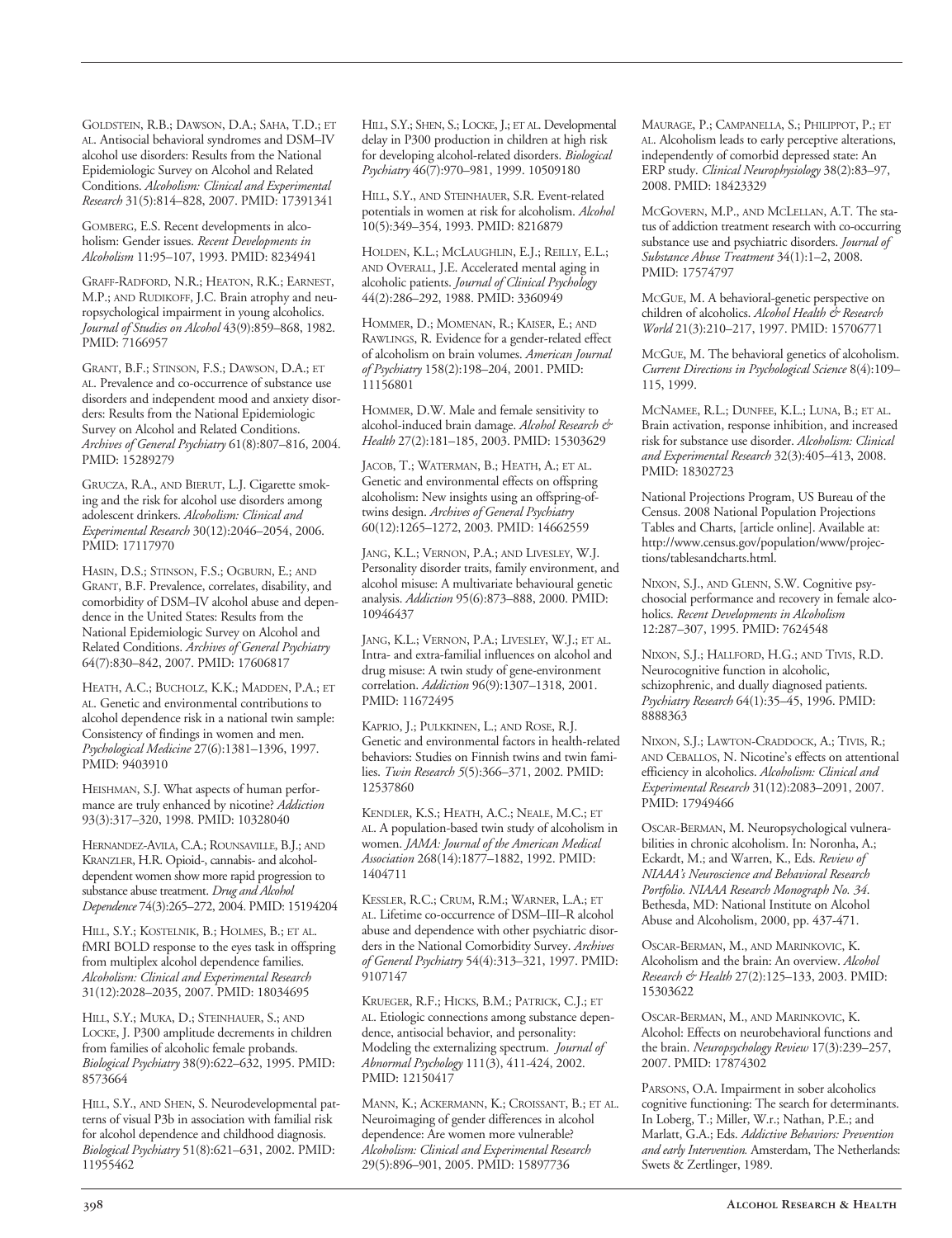GOLDSTEIN, R.B.; DAWSON, D.A.; SAHA, T.D.; ET AL. Antisocial behavioral syndromes and DSM–IV alcohol use disorders: Results from the National Epidemiologic Survey on Alcohol and Related Conditions. *Alcoholism: Clinical and Experimental Research* 31(5):814–828, 2007. PMID: 17391341

GOMBERG, E.S. Recent developments in alcoholism: Gender issues. *Recent Developments in Alcoholism* 11:95–107, 1993. PMID: 8234941

GRAFF-RADFORD, N.R.; HEATON, R.K.; EARNEST, M.P.; AND RUDIKOFF, J.C. Brain atrophy and neuropsychological impairment in young alcoholics. *Journal of Studies on Alcohol* 43(9):859–868, 1982. PMID: 7166957

GRANT, B.F.; STINSON, F.S.; DAWSON, D.A.; ET AL. Prevalence and co-occurrence of substance use disorders and independent mood and anxiety disorders: Results from the National Epidemiologic Survey on Alcohol and Related Conditions. *Archives of General Psychiatry* 61(8):807–816, 2004. PMID: 15289279

GRUCZA, R.A., AND BIERUT, L.J. Cigarette smoking and the risk for alcohol use disorders among adolescent drinkers. *Alcoholism: Clinical and Experimental Research* 30(12):2046–2054, 2006. PMID: 17117970

HASIN, D.S.; STINSON, F.S.; OGBURN, E.; AND GRANT, B.F. Prevalence, correlates, disability, and comorbidity of DSM–IV alcohol abuse and dependence in the United States: Results from the National Epidemiologic Survey on Alcohol and Related Conditions. *Archives of General Psychiatry* 64(7):830–842, 2007. PMID: 17606817

HEATH, A.C.; BUCHOLZ, K.K.; MADDEN, P.A.; ET AL. Genetic and environmental contributions to alcohol dependence risk in a national twin sample: Consistency of findings in women and men. *Psychological Medicine* 27(6):1381–1396, 1997. PMID: 9403910

HEISHMAN, S.J. What aspects of human performance are truly enhanced by nicotine? *Addiction* 93(3):317–320, 1998. PMID: 10328040

HERNANDEZ-AVILA, C.A.; ROUNSAVILLE, B.J.; AND KRANZLER, H.R. Opioid-, cannabis- and alcohol-dependent women show more rapid progression to substance abuse treatment. *Drug and Alcohol Dependence* 74(3):265–272, 2004. PMID: 15194204

HILL, S.Y.; KOSTELNIK, B.; HOLMES, B.; ET AL. fMRI BOLD response to the eyes task in offspring from multiplex alcohol dependence families. *Alcoholism: Clinical and Experimental Research* 31(12):2028–2035, 2007. PMID: 18034695

HILL, S.Y.; MUKA, D.; STEINHAUER, S.; AND LOCKE, J. P300 amplitude decrements in children from families of alcoholic female probands. *Biological Psychiatry* 38(9):622–632, 1995. PMID: 8573664

HILL, S.Y., AND SHEN, S. Neurodevelopmental patterns of visual P3b in association with familial risk for alcohol dependence and childhood diagnosis. *Biological Psychiatry* 51(8):621–631, 2002. PMID: 11955462

HILL, S.Y.; SHEN, S.; LOCKE, J.; ET AL. Developmental delay in P300 production in children at high risk for developing alcohol-related disorders. *Biological Psychiatry* 46(7):970–981, 1999. 10509180

HILL, S.Y., AND STEINHAUER, S.R. Event-related potentials in women at risk for alcoholism. *Alcohol* 10(5):349–354, 1993. PMID: 8216879

HOLDEN, K.L.; MCLAUGHLIN, E.J.; REILLY, E.L.; AND OVERALL, J.E. Accelerated mental aging in alcoholic patients. *Journal of Clinical Psychology* 44(2):286–292, 1988. PMID: 3360949

HOMMER, D.; MOMENAN, R.; KAISER, E.; AND RAWLINGS, R. Evidence for a gender-related effect of alcoholism on brain volumes. *American Journal of Psychiatry* 158(2):198–204, 2001. PMID: 11156801

HOMMER, D.W. Male and female sensitivity to alcohol-induced brain damage. *Alcohol Research & Health* 27(2):181–185, 2003. PMID: 15303629

JACOB, T.; WATERMAN, B.; HEATH, A.; ET AL. Genetic and environmental effects on offspring alcoholism: New insights using an offspring-of-twins design. *Archives of General Psychiatry* 60(12):1265–1272, 2003. PMID: 14662559

JANG, K.L.; VERNON, P.A.; AND LIVESLEY, W.J. Personality disorder traits, family environment, and alcohol misuse: A multivariate behavioural genetic analysis. *Addiction* 95(6):873–888, 2000. PMID: 10946437

JANG, K.L.; VERNON, P.A.; LIVESLEY, W.J.; ET AL. Intra- and extra-familial influences on alcohol and drug misuse: A twin study of gene-environment correlation. *Addiction* 96(9):1307–1318, 2001. PMID: 11672495

KAPRIO, J.; PULKKINEN, L.; AND ROSE, R.J. Genetic and environmental factors in health-related behaviors: Studies on Finnish twins and twin families. *Twin Research* 5(5):366–371, 2002. PMID: 12537860

KENDLER, K.S.; HEATH, A.C.; NEALE, M.C.; ET AL. A population-based twin study of alcoholism in women. *JAMA: Journal of the American Medical Association* 268(14):1877–1882, 1992. PMID: 1404711

KESSLER, R.C.; CRUM, R.M.; WARNER, L.A.; ET AL. Lifetime co-occurrence of DSM–III–R alcohol abuse and dependence with other psychiatric disorders in the National Comorbidity Survey. *Archives of General Psychiatry* 54(4):313–321, 1997. PMID: 9107147

KRUEGER, R.F.; HICKS, B.M.; PATRICK, C.J.; ET AL. Etiologic connections among substance dependence, antisocial behavior, and personality: Modeling the externalizing spectrum. *Journal of Abnormal Psychology* 111(3), 411-424, 2002. PMID: 12150417

MANN, K.; ACKERMANN, K.; CROISSANT, B.; ET AL. Neuroimaging of gender differences in alcohol dependence: Are women more vulnerable? *Alcoholism: Clinical and Experimental Research* 29(5):896–901, 2005. PMID: 15897736

MAURAGE, P.; CAMPANELLA, S.; PHILIPPOT, P.; ET AL. Alcoholism leads to early perceptive alterations, independently of comorbid depressed state: An ERP study. *Clinical Neurophysiology* 38(2):83–97, 2008. PMID: 18423329

MCGOVERN, M.P., AND MCLELLAN, A.T. The status of addiction treatment research with co-occurring substance use and psychiatric disorders. *Journal of Substance Abuse Treatment* 34(1):1–2, 2008. PMID: 17574797

MCGUE, M. A behavioral-genetic perspective on children of alcoholics. *Alcohol Health & Research World* 21(3):210–217, 1997. PMID: 15706771

MCGUE, M. The behavioral genetics of alcoholism. *Current Directions in Psychological Science* 8(4):109–115, 1999.

MCNAMEE, R.L.; DUNFEE, K.L.; LUNA, B.; ET AL. Brain activation, response inhibition, and increased risk for substance use disorder. *Alcoholism: Clinical and Experimental Research* 32(3):405–413, 2008. PMID: 18302723

National Projections Program, US Bureau of the Census. 2008 National Population Projections Tables and Charts, [article online]. Available at: http://www.census.gov/population/www/projections/tablesandcharts.html.

NIXON, S.J., AND GLENN, S.W. Cognitive psychosocial performance and recovery in female alcoholics. *Recent Developments in Alcoholism* 12:287–307, 1995. PMID: 7624548

NIXON, S.J.; HALLFORD, H.G.; AND TIVIS, R.D. Neurocognitive function in alcoholic, schizophrenic, and dually diagnosed patients. *Psychiatry Research* 64(1):35–45, 1996. PMID: 8888363

NIXON, S.J.; LAWTON-CRADDOCK, A.; TIVIS, R.; AND CEBALLOS, N. Nicotine's effects on attentional efficiency in alcoholics. *Alcoholism: Clinical and Experimental Research* 31(12):2083–2091, 2007. PMID: 17949466

OSCAR-BERMAN, M. Neuropsychological vulnerabilities in chronic alcoholism. In: Noronha, A.; Eckardt, M.; and Warren, K., Eds. *Review of NIAAA's Neuroscience and Behavioral Research Portfolio. NIAAA Research Monograph No. 34*. Bethesda, MD: National Institute on Alcohol Abuse and Alcoholism, 2000, pp. 437-471.

OSCAR-BERMAN, M., AND MARINKOVIC, K. Alcoholism and the brain: An overview. *Alcohol Research & Health* 27(2):125–133, 2003. PMID: 15303622

OSCAR-BERMAN, M., AND MARINKOVIC, K. Alcohol: Effects on neurobehavioral functions and the brain. *Neuropsychology Review* 17(3):239–257, 2007. PMID: 17874302

PARSONS, O.A. Impairment in sober alcoholics cognitive functioning: The search for determinants. In Loberg, T.; Miller, W.r.; Nathan, P.E.; and Marlatt, G.A.; Eds. *Addictive Behaviors: Prevention and early Intervention.* Amsterdam, The Netherlands: Swets & Zertlinger, 1989.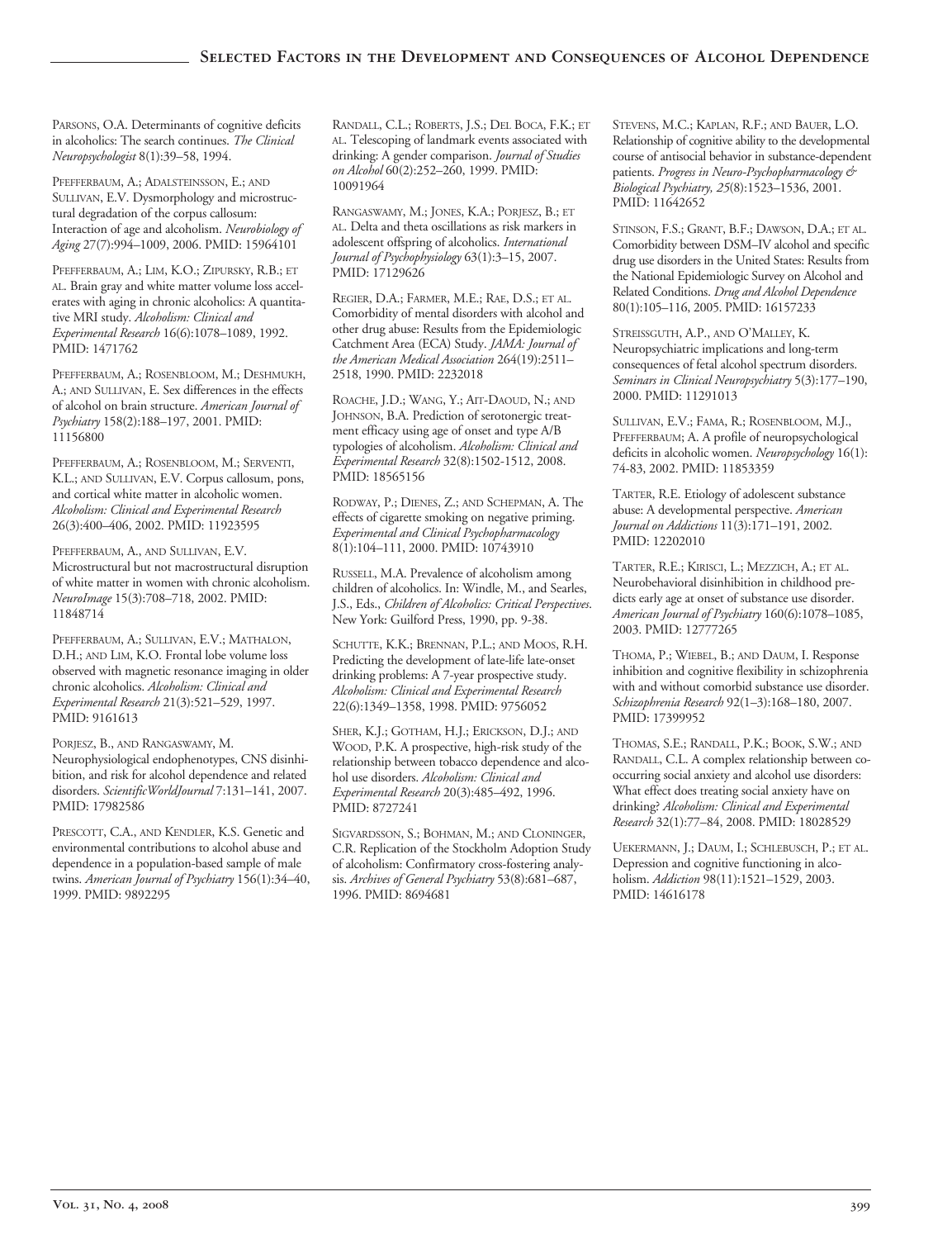PARSONS, O.A. Determinants of cognitive deficits in alcoholics: The search continues. *The Clinical Neuropsychologist* 8(1):39–58, 1994.

PFEFFERBAUM, A.; ADALSTEINSSON, E.; AND SULLIVAN, E.V. Dysmorphology and microstructural degradation of the corpus callosum: Interaction of age and alcoholism. *Neurobiology of Aging* 27(7):994–1009, 2006. PMID: 15964101

PFEFFERBAUM, A.; LIM, K.O.; ZIPURSKY, R.B.; ET AL. Brain gray and white matter volume loss accelerates with aging in chronic alcoholics: A quantitative MRI study. *Alcoholism: Clinical and Experimental Research* 16(6):1078–1089, 1992. PMID: 1471762

PFEFFERBAUM, A.; ROSENBLOOM, M.; DESHMUKH, A.; AND SULLIVAN, E. Sex differences in the effects of alcohol on brain structure. *American Journal of Psychiatry* 158(2):188–197, 2001. PMID: 11156800

PFEFFERBAUM, A.; ROSENBLOOM, M.; SERVENTI, K.L.; AND SULLIVAN, E.V. Corpus callosum, pons, and cortical white matter in alcoholic women. *Alcoholism: Clinical and Experimental Research* 26(3):400–406, 2002. PMID: 11923595

PFEFFERBAUM, A., AND SULLIVAN, E.V. Microstructural but not macrostructural disruption of white matter in women with chronic alcoholism. *NeuroImage* 15(3):708–718, 2002. PMID: 11848714

PFEFFERBAUM, A.; SULLIVAN, E.V.; MATHALON, D.H.; AND LIM, K.O. Frontal lobe volume loss observed with magnetic resonance imaging in older chronic alcoholics. *Alcoholism: Clinical and Experimental Research* 21(3):521–529, 1997. PMID: 9161613

PORJESZ, B., AND RANGASWAMY, M. Neurophysiological endophenotypes, CNS disinhibition, and risk for alcohol dependence and related disorders. *ScientificWorldJournal* 7:131–141, 2007. PMID: 17982586

PRESCOTT, C.A., AND KENDLER, K.S. Genetic and environmental contributions to alcohol abuse and dependence in a population-based sample of male twins. *American Journal of Psychiatry* 156(1):34–40, 1999. PMID: 9892295

RANDALL, C.L.; ROBERTS, J.S.; DEL BOCA, F.K.; ET AL. Telescoping of landmark events associated with drinking: A gender comparison. *Journal of Studies on Alcohol* 60(2):252–260, 1999. PMID: 10091964

RANGASWAMY, M.; JONES, K.A.; PORJESZ, B.; ET AL. Delta and theta oscillations as risk markers in adolescent offspring of alcoholics. *International Journal of Psychophysiology* 63(1):3–15, 2007. PMID: 17129626

REGIER, D.A.; FARMER, M.E.; RAE, D.S.; ET AL. Comorbidity of mental disorders with alcohol and other drug abuse: Results from the Epidemiologic Catchment Area (ECA) Study. *JAMA: Journal of the American Medical Association* 264(19):2511–2518, 1990. PMID: 2232018

ROACHE, J.D.; WANG, Y.; AIT-DAOUD, N.; AND JOHNSON, B.A. Prediction of serotonergic treatment efficacy using age of onset and type A/B typologies of alcoholism. *Alcoholism: Clinical and Experimental Research* 32(8):1502-1512, 2008. PMID: 18565156

RODWAY, P.; DIENES, Z.; AND SCHEPMAN, A. The effects of cigarette smoking on negative priming. *Experimental and Clinical Psychopharmacology* 8(1):104–111, 2000. PMID: 10743910

RUSSELL, M.A. Prevalence of alcoholism among children of alcoholics. In: Windle, M., and Searles, J.S., Eds., *Children of Alcoholics: Critical Perspectives*. New York: Guilford Press, 1990, pp. 9-38.

SCHUTTE, K.K.; BRENNAN, P.L.; AND MOOS, R.H. Predicting the development of late-life late-onset drinking problems: A 7-year prospective study. *Alcoholism: Clinical and Experimental Research* 22(6):1349–1358, 1998. PMID: 9756052

SHER, K.J.; GOTHAM, H.J.; ERICKSON, D.J.; AND WOOD, P.K. A prospective, high-risk study of the relationship between tobacco dependence and alcohol use disorders. *Alcoholism: Clinical and Experimental Research* 20(3):485–492, 1996. PMID: 8727241

SIGVARDSSON, S.; BOHMAN, M.; AND CLONINGER, C.R. Replication of the Stockholm Adoption Study of alcoholism: Confirmatory cross-fostering analysis. *Archives of General Psychiatry* 53(8):681–687, 1996. PMID: 8694681

STEVENS, M.C.; KAPLAN, R.F.; AND BAUER, L.O. Relationship of cognitive ability to the developmental course of antisocial behavior in substance-dependent patients. *Progress in Neuro-Psychopharmacology & Biological Psychiatry, 25*(8):1523–1536, 2001. PMID: 11642652

STINSON, F.S.; GRANT, B.F.; DAWSON, D.A.; ET AL. Comorbidity between DSM–IV alcohol and specific drug use disorders in the United States: Results from the National Epidemiologic Survey on Alcohol and Related Conditions. *Drug and Alcohol Dependence* 80(1):105–116, 2005. PMID: 16157233

STREISSGUTH, A.P., AND O'MALLEY, K. Neuropsychiatric implications and long-term consequences of fetal alcohol spectrum disorders. *Seminars in Clinical Neuropsychiatry* 5(3):177–190, 2000. PMID: 11291013

SULLIVAN, E.V.; FAMA, R.; ROSENBLOOM, M.J., PFEFFERBAUM; A. A profile of neuropsychological deficits in alcoholic women. *Neuropsychology* 16(1): 74-83, 2002. PMID: 11853359

TARTER, R.E. Etiology of adolescent substance abuse: A developmental perspective. *American Journal on Addictions* 11(3):171–191, 2002. PMID: 12202010

TARTER, R.E.; KIRISCI, L.; MEZZICH, A.; ET AL. Neurobehavioral disinhibition in childhood predicts early age at onset of substance use disorder. *American Journal of Psychiatry* 160(6):1078–1085, 2003. PMID: 12777265

THOMA, P.; WIEBEL, B.; AND DAUM, I. Response inhibition and cognitive flexibility in schizophrenia with and without comorbid substance use disorder. *Schizophrenia Research* 92(1–3):168–180, 2007. PMID: 17399952

THOMAS, S.E.; RANDALL, P.K.; BOOK, S.W.; AND RANDALL, C.L. A complex relationship between co-occurring social anxiety and alcohol use disorders: What effect does treating social anxiety have on drinking? *Alcoholism: Clinical and Experimental Research* 32(1):77–84, 2008. PMID: 18028529

UEKERMANN, J.; DAUM, I.; SCHLEBUSCH, P.; ET AL. Depression and cognitive functioning in alcoholism. *Addiction* 98(11):1521–1529, 2003. PMID: 14616178